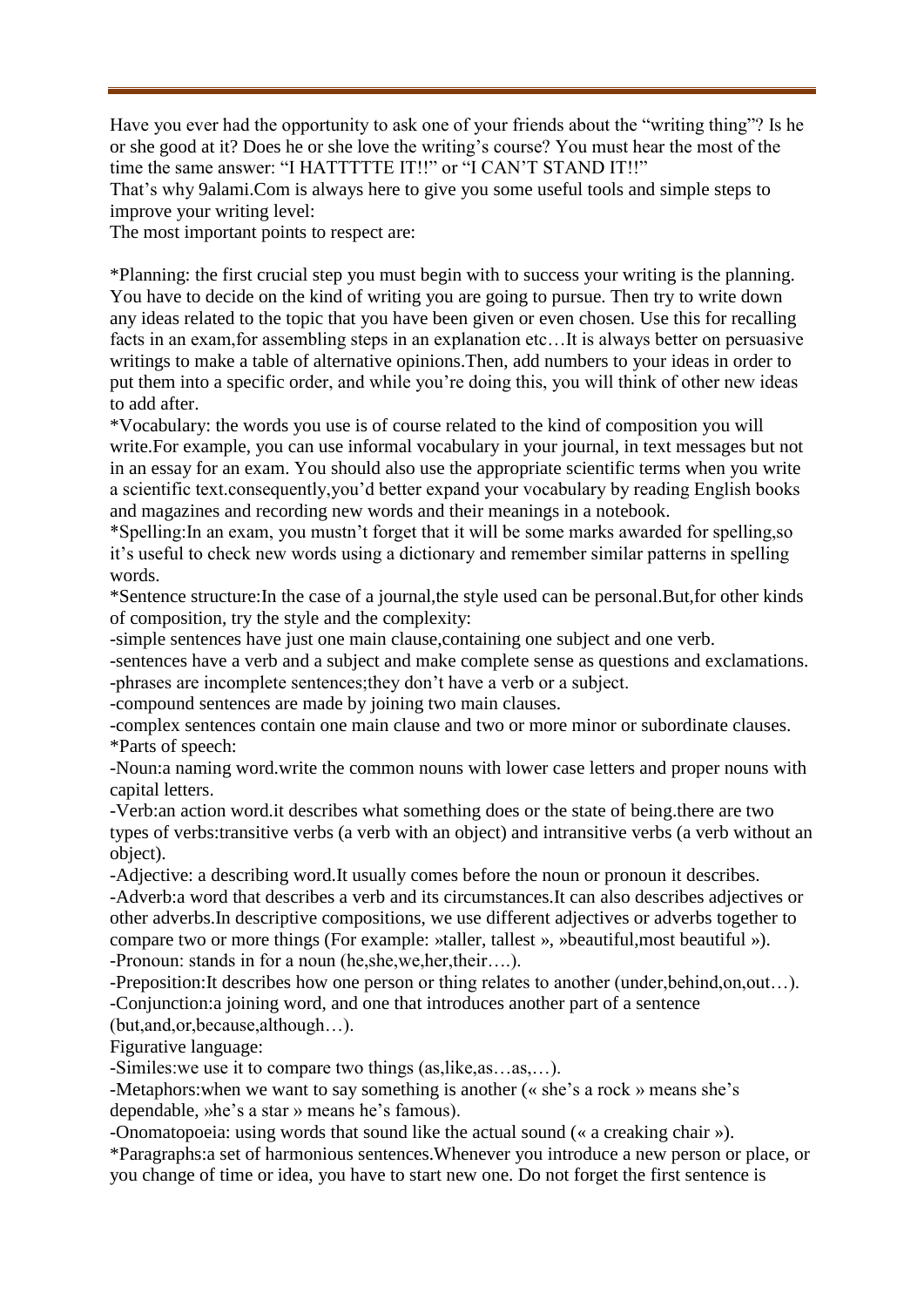Have you ever had the opportunity to ask one of your friends about the "writing thing"? Is he or she good at it? Does he or she love the writing's course? You must hear the most of the time the same answer: "I HATTTTTE IT!!" or "I CAN'T STAND IT!!"

That's why 9alami.Com is always here to give you some useful tools and simple steps to improve your writing level:

The most important points to respect are:

*Planning: the first crucial step you must begin with to success your writing is the planning. You have to decide on the kind of writing you are going to pursue. Then try to write down any ideas related to the topic that you have been given or even chosen. Use this for recalling facts in an exam,for assembling steps in an explanation etc…It is always better on persuasive writings to make a table of alternative opinions.Then, add numbers to your ideas in order to put them into a specific order, and while you're doing this, you will think of other new ideas to add after.

*Vocabulary: the words you use is of course related to the kind of composition you will write.For example, you can use informal vocabulary in your journal, in text messages but not in an essay for an exam. You should also use the appropriate scientific terms when you write a scientific text.consequently,you'd better expand your vocabulary by reading English books and magazines and recording new words and their meanings in a notebook.

*Spelling:In an exam, you mustn't forget that it will be some marks awarded for spelling,so it's useful to check new words using a dictionary and remember similar patterns in spelling words.

*Sentence structure:In the case of a journal,the style used can be personal.But,for other kinds of composition, try the style and the complexity:

-simple sentences have just one main clause,containing one subject and one verb.

-sentences have a verb and a subject and make complete sense as questions and exclamations.

-phrases are incomplete sentences;they don't have a verb or a subject.

-compound sentences are made by joining two main clauses.

-complex sentences contain one main clause and two or more minor or subordinate clauses.

*Parts of speech:

-Noun:a naming word.write the common nouns with lower case letters and proper nouns with capital letters.

-Verb:an action word.it describes what something does or the state of being.there are two types of verbs:transitive verbs (a verb with an object) and intransitive verbs (a verb without an object).

-Adjective: a describing word.It usually comes before the noun or pronoun it describes.

-Adverb:a word that describes a verb and its circumstances.It can also describes adjectives or other adverbs.In descriptive compositions, we use different adjectives or adverbs together to compare two or more things (For example: »taller, tallest », »beautiful,most beautiful »).

-Pronoun: stands in for a noun (he,she,we,her,their….).

-Preposition:It describes how one person or thing relates to another (under,behind,on,out…).

-Conjunction:a joining word, and one that introduces another part of a sentence (but,and,or,because,although…).

Figurative language:

-Similes:we use it to compare two things (as,like,as…as,…).

-Metaphors:when we want to say something is another (« she's a rock » means she's dependable, »he's a star » means he's famous).

-Onomatopoeia: using words that sound like the actual sound (« a creaking chair »).

*Paragraphs:a set of harmonious sentences.Whenever you introduce a new person or place, or you change of time or idea, you have to start new one. Do not forget the first sentence is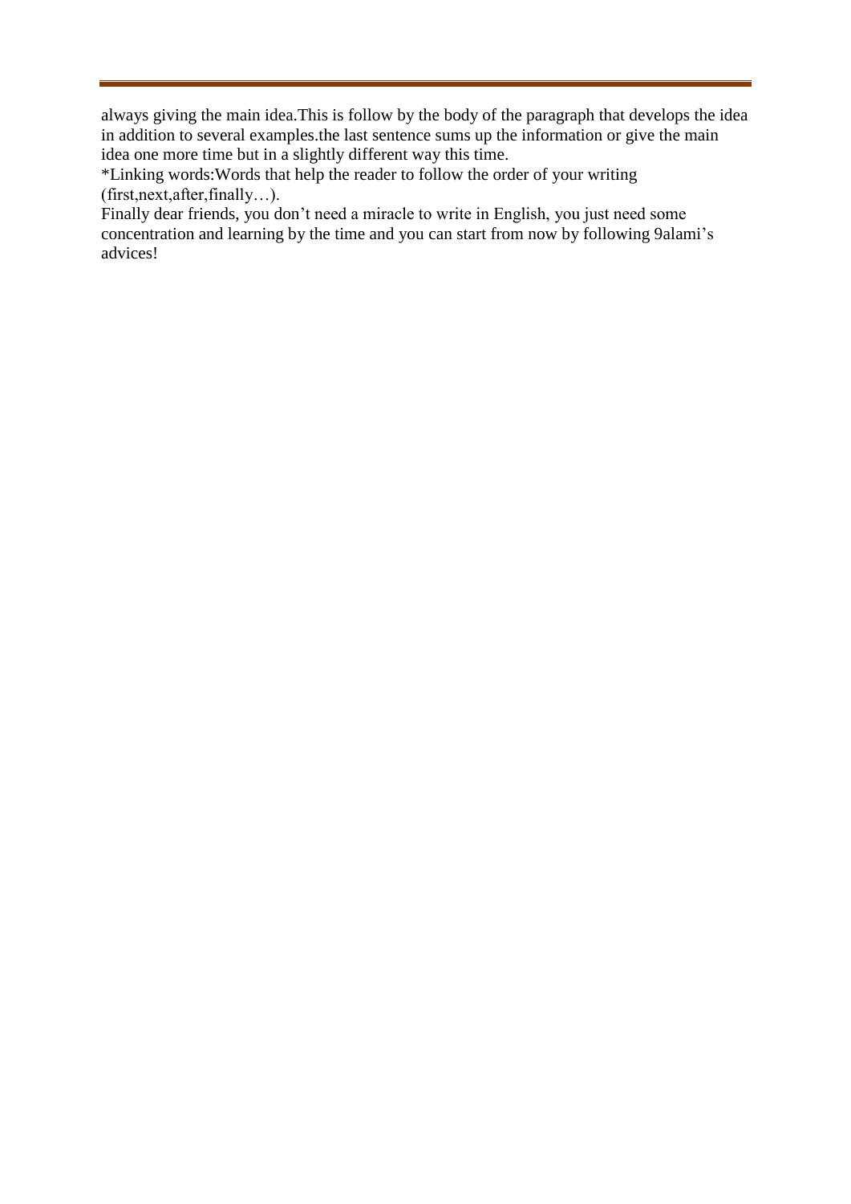always giving the main idea.This is follow by the body of the paragraph that develops the idea in addition to several examples.the last sentence sums up the information or give the main idea one more time but in a slightly different way this time.

*Linking words:Words that help the reader to follow the order of your writing (first,next,after,finally…).

Finally dear friends, you don't need a miracle to write in English, you just need some concentration and learning by the time and you can start from now by following 9alami's advices!